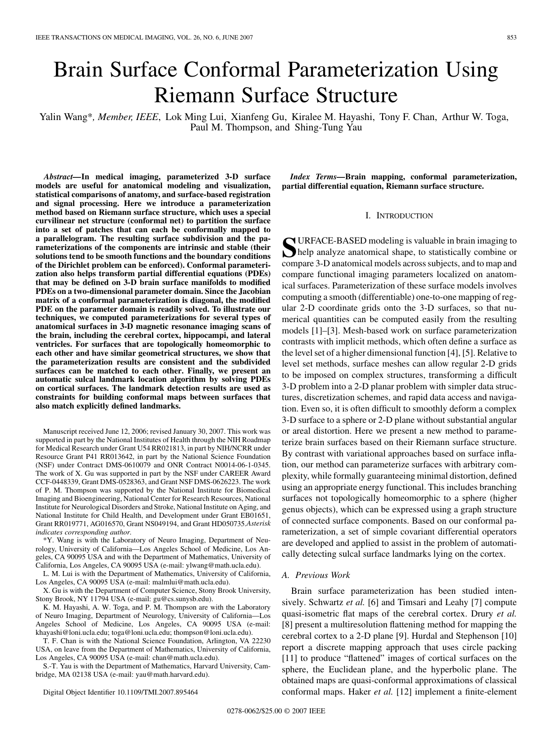# Brain Surface Conformal Parameterization Using Riemann Surface Structure

Yalin Wang*, *Member, IEEE*, Lok Ming Lui, Xianfeng Gu, Kiralee M. Hayashi, Tony F. Chan, Arthur W. Toga, Paul M. Thompson, and Shing-Tung Yau

***Abstract*—In medical imaging, parameterized 3-D surface models are useful for anatomical modeling and visualization, statistical comparisons of anatomy, and surface-based registration and signal processing. Here we introduce a parameterization method based on Riemann surface structure, which uses a special curvilinear net structure (conformal net) to partition the surface into a set of patches that can each be conformally mapped to a parallelogram. The resulting surface subdivision and the parameterizations of the components are intrinsic and stable (their solutions tend to be smooth functions and the boundary conditions of the Dirichlet problem can be enforced). Conformal parameterization also helps transform partial differential equations (PDEs) that may be defined on 3-D brain surface manifolds to modified PDEs on a two-dimensional parameter domain. Since the Jacobian matrix of a conformal parameterization is diagonal, the modified PDE on the parameter domain is readily solved. To illustrate our techniques, we computed parameterizations for several types of anatomical surfaces in 3-D magnetic resonance imaging scans of the brain, including the cerebral cortex, hippocampi, and lateral ventricles. For surfaces that are topologically homeomorphic to each other and have similar geometrical structures, we show that the parameterization results are consistent and the subdivided surfaces can be matched to each other. Finally, we present an automatic sulcal landmark location algorithm by solving PDEs on cortical surfaces. The landmark detection results are used as constraints for building conformal maps between surfaces that also match explicitly defined landmarks.**

***Index Terms*—Brain mapping, conformal parameterization, partial differential equation, Riemann surface structure.**

Manuscript received June 12, 2006; revised January 30, 2007. This work was supported in part by the National Institutes of Health through the NIH Roadmap for Medical Research under Grant U54 RR021813, in part by NIH/NCRR under Resource Grant P41 RR013642, in part by the National Science Foundation (NSF) under Contract DMS-0610079 and ONR Contract N0014-06-1-0345. The work of X. Gu was supported in part by the NSF under CAREER Award CCF-0448339, Grant DMS-0528363, and Grant NSF DMS-0626223. The work of P. M. Thompson was supported by the National Institute for Biomedical Imaging and Bioengineering, National Center for Research Resources, National Institute for Neurological Disorders and Stroke, National Institute on Aging, and National Institute for Child Health, and Development under Grant EB01651, Grant RR019771, AG016570, Grant NS049194, and Grant HD050735. *Asterisk indicates corresponding author.*

*Y. Wang is with the Laboratory of Neuro Imaging, Department of Neurology, University of California—Los Angeles School of Medicine, Los Angeles, CA 90095 USA and with the Department of Mathematics, University of California, Los Angeles, CA 90095 USA (e-mail: ylwang@math.ucla.edu).

L. M. Lui is with the Department of Mathematics, University of California, Los Angeles, CA 90095 USA (e-mail: malmlui@math.ucla.edu).

X. Gu is with the Department of Computer Science, Stony Brook University, Stony Brook, NY 11794 USA (e-mail: gu@cs.sunysb.edu).

K. M. Hayashi, A. W. Toga, and P. M. Thompson are with the Laboratory of Neuro Imaging, Department of Neurology, University of California—Los Angeles School of Medicine, Los Angeles, CA 90095 USA (e-mail: khayashi@loni.ucla.edu; toga@loni.ucla.edu; thompson@loni.ucla.edu).

T. F. Chan is with the National Science Foundation, Arlington, VA 22230 USA, on leave from the Department of Mathematics, University of California, Los Angeles, CA 90095 USA (e-mail: chan@math.ucla.edu).

S.-T. Yau is with the Department of Mathematics, Harvard University, Cambridge, MA 02138 USA (e-mail: yau@math.harvard.edu).

Digital Object Identifier 10.1109/TMI.2007.895464

## I. Introduction

Surface-based modeling is valuable in brain imaging to help analyze anatomical shape, to statistically combine or compare 3-D anatomical models across subjects, and to map and compare functional imaging parameters localized on anatomical surfaces. Parameterization of these surface models involves computing a smooth (differentiable) one-to-one mapping of regular 2-D coordinate grids onto the 3-D surfaces, so that numerical quantities can be computed easily from the resulting models [1]–[3]. Mesh-based work on surface parameterization contrasts with implicit methods, which often define a surface as the level set of a higher dimensional function [4], [5]. Relative to level set methods, surface meshes can allow regular 2-D grids to be imposed on complex structures, transforming a difficult 3-D problem into a 2-D planar problem with simpler data structures, discretization schemes, and rapid data access and navigation. Even so, it is often difficult to smoothly deform a complex 3-D surface to a sphere or 2-D plane without substantial angular or areal distortion. Here we present a new method to parameterize brain surfaces based on their Riemann surface structure. By contrast with variational approaches based on surface inflation, our method can parameterize surfaces with arbitrary complexity, while formally guaranteeing minimal distortion, defined using an appropriate energy functional. This includes branching surfaces not topologically homeomorphic to a sphere (higher genus objects), which can be expressed using a graph structure of connected surface components. Based on our conformal parameterization, a set of simple covariant differential operators are developed and applied to assist in the problem of automatically detecting sulcal surface landmarks lying on the cortex.

### A. Previous Work

Brain surface parameterization has been studied intensively. Schwartz *et al.* [6] and Timsari and Leahy [7] compute quasi-isometric flat maps of the cerebral cortex. Drury *et al.* [8] present a multiresolution flattening method for mapping the cerebral cortex to a 2-D plane [9]. Hurdal and Stephenson [10] report a discrete mapping approach that uses circle packing [11] to produce "flattened" images of cortical surfaces on the sphere, the Euclidean plane, and the hyperbolic plane. The obtained maps are quasi-conformal approximations of classical conformal maps. Haker *et al.* [12] implement a finite-element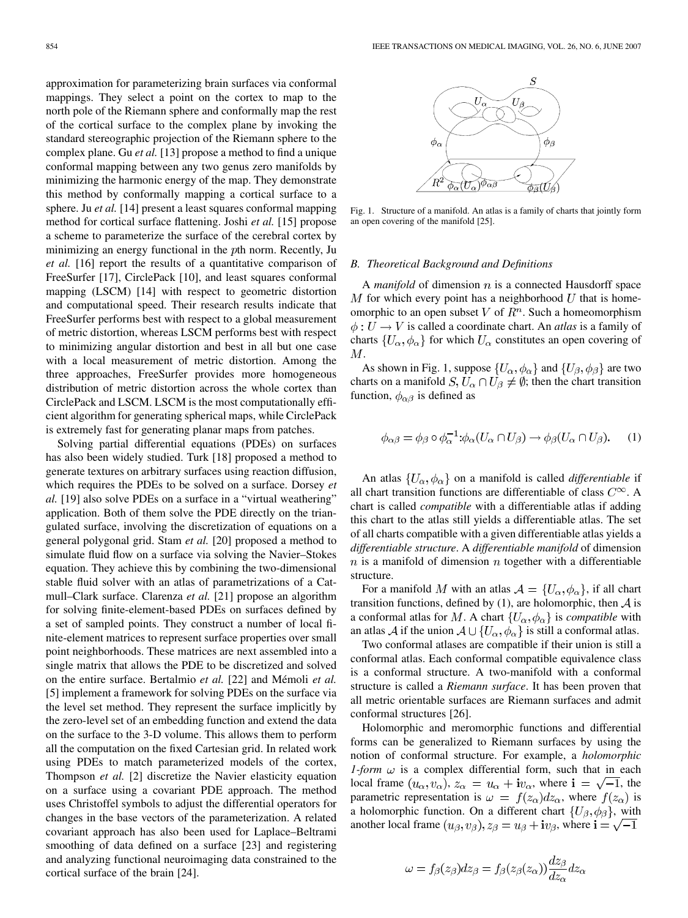approximation for parameterizing brain surfaces via conformal mappings. They select a point on the cortex to map to the north pole of the Riemann sphere and conformally map the rest of the cortical surface to the complex plane by invoking the standard stereographic projection of the Riemann sphere to the complex plane. Gu *et al.* [13] propose a method to find a unique conformal mapping between any two genus zero manifolds by minimizing the harmonic energy of the map. They demonstrate this method by conformally mapping a cortical surface to a sphere. Ju *et al.* [14] present a least squares conformal mapping method for cortical surface flattening. Joshi *et al.* [15] propose a scheme to parameterize the surface of the cerebral cortex by minimizing an energy functional in the $p$th norm. Recently, Ju *et al.* [16] report the results of a quantitative comparison of FreeSurfer [17], CirclePack [10], and least squares conformal mapping (LSCM) [14] with respect to geometric distortion and computational speed. Their research results indicate that FreeSurfer performs best with respect to a global measurement of metric distortion, whereas LSCM performs best with respect to minimizing angular distortion and best in all but one case with a local measurement of metric distortion. Among the three approaches, FreeSurfer provides more homogeneous distribution of metric distortion across the whole cortex than CirclePack and LSCM. LSCM is the most computationally efficient algorithm for generating spherical maps, while CirclePack is extremely fast for generating planar maps from patches.

Solving partial differential equations (PDEs) on surfaces has also been widely studied. Turk [18] proposed a method to generate textures on arbitrary surfaces using reaction diffusion, which requires the PDEs to be solved on a surface. Dorsey *et al.* [19] also solve PDEs on a surface in a "virtual weathering" application. Both of them solve the PDE directly on the triangulated surface, involving the discretization of equations on a general polygonal grid. Stam *et al.* [20] proposed a method to simulate fluid flow on a surface via solving the Navier–Stokes equation. They achieve this by combining the two-dimensional stable fluid solver with an atlas of parametrizations of a Catmull–Clark surface. Clarenza *et al.* [21] propose an algorithm for solving finite-element-based PDEs on surfaces defined by a set of sampled points. They construct a number of local finite-element matrices to represent surface properties over small point neighborhoods. These matrices are next assembled into a single matrix that allows the PDE to be discretized and solved on the entire surface. Bertalmio *et al.* [22] and Mémoli *et al.* [5] implement a framework for solving PDEs on the surface via the level set method. They represent the surface implicitly by the zero-level set of an embedding function and extend the data on the surface to the 3-D volume. This allows them to perform all the computation on the fixed Cartesian grid. In related work using PDEs to match parameterized models of the cortex, Thompson *et al.* [2] discretize the Navier elasticity equation on a surface using a covariant PDE approach. The method uses Christoffel symbols to adjust the differential operators for changes in the base vectors of the parameterization. A related covariant approach has also been used for Laplace–Beltrami smoothing of data defined on a surface [23] and registering and analyzing functional neuroimaging data constrained to the cortical surface of the brain [24].

Fig. 1. Structure of a manifold. An atlas is a family of charts that jointly form an open covering of the manifold [25].

### B. Theoretical Background and Definitions

A *manifold* of dimension $n$ is a connected Hausdorff space $M$ for which every point has a neighborhood $U$ that is homeomorphic to an open subset $V$ of $R^n$. Such a homeomorphism $\phi : U \rightarrow V$ is called a coordinate chart. An *atlas* is a family of charts $\{U_\alpha, \phi_\alpha\}$ for which $U_\alpha$ constitutes an open covering of $M$.

As shown in Fig. 1, suppose $\{U_\alpha, \phi_\alpha\}$ and $\{U_\beta, \phi_\beta\}$ are two charts on a manifold $S$, $U_\alpha \cap U_\beta \neq \emptyset$; then the chart transition function, $\phi_{\alpha\beta}$ is defined as

$$\phi_{\alpha\beta} = \phi_\beta \circ \phi_\alpha^{-1} : \phi_\alpha(U_\alpha \cap U_\beta) \rightarrow \phi_\beta(U_\alpha \cap U_\beta). \quad (1)$$

An atlas $\{U_\alpha, \phi_\alpha\}$ on a manifold is called *differentiable* if all chart transition functions are differentiable of class $C^\infty$. A chart is called *compatible* with a differentiable atlas if adding this chart to the atlas still yields a differentiable atlas. The set of all charts compatible with a given differentiable atlas yields a *differentiable structure*. A *differentiable manifold* of dimension $n$ is a manifold of dimension $n$ together with a differentiable structure.

For a manifold $M$ with an atlas $\mathcal{A} = \{U_\alpha, \phi_\alpha\}$, if all chart transition functions, defined by (1), are holomorphic, then $\mathcal{A}$ is a conformal atlas for $M$. A chart $\{U_\alpha, \phi_\alpha\}$ is *compatible* with an atlas $\mathcal{A}$ if the union $\mathcal{A} \cup \{U_\alpha, \phi_\alpha\}$ is still a conformal atlas.

Two conformal atlases are compatible if their union is still a conformal atlas. Each conformal compatible equivalence class is a conformal structure. A two-manifold with a conformal structure is called a *Riemann surface*. It has been proven that all metric orientable surfaces are Riemann surfaces and admit conformal structures [26].

Holomorphic and meromorphic functions and differential forms can be generalized to Riemann surfaces by using the notion of conformal structure. For example, a *holomorphic 1-form* $\omega$ is a complex differential form, such that in each local frame $(u_\alpha, v_\alpha)$, $z_\alpha = u_\alpha + \mathbf{i}v_\alpha$, where $\mathbf{i} = \sqrt{-1}$, the parametric representation is $\omega = f(z_\alpha)dz_\alpha$, where $f(z_\alpha)$ is a holomorphic function. On a different chart $\{U_\beta, \phi_\beta\}$, with another local frame $(u_\beta, v_\beta)$, $z_\beta = u_\beta + \mathbf{i}v_\beta$, where $\mathbf{i} = \sqrt{-1}$

$$\omega = f_\beta(z_\beta)dz_\beta = f_\beta(z_\beta(z_\alpha))\frac{dz_\beta}{dz_\alpha}dz_\alpha$$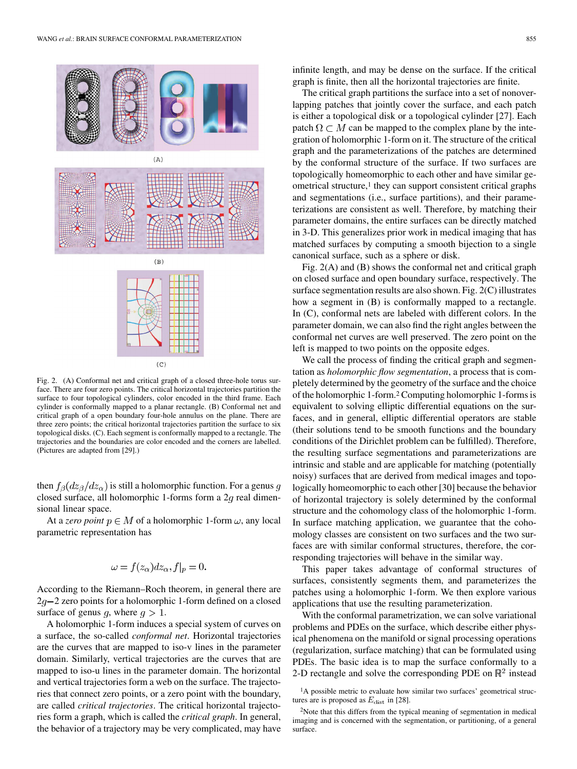Fig. 2. (A) Conformal net and critical graph of a closed three-hole torus surface. There are four zero points. The critical horizontal trajectories partition the surface to four topological cylinders, color encoded in the third frame. Each cylinder is conformally mapped to a planar rectangle. (B) Conformal net and critical graph of a open boundary four-hole annulus on the plane. There are three zero points; the critical horizontal trajectories partition the surface to six topological disks. (C). Each segment is conformally mapped to a rectangle. The trajectories and the boundaries are color encoded and the corners are labelled. (Pictures are adapted from [29].)

then $f_\beta(dz_\beta/dz_\alpha)$ is still a holomorphic function. For a genus $g$ closed surface, all holomorphic 1-forms form a $2g$ real dimensional linear space.

At a *zero point* $p \in M$ of a holomorphic 1-form $\omega$, any local parametric representation has

$$\omega = f(z_\alpha)dz_\alpha, f|_p = 0.$$

According to the Riemann–Roch theorem, in general there are $2g-2$ zero points for a holomorphic 1-form defined on a closed surface of genus $g$, where $g > 1$.

A holomorphic 1-form induces a special system of curves on a surface, the so-called *conformal net*. Horizontal trajectories are the curves that are mapped to iso-v lines in the parameter domain. Similarly, vertical trajectories are the curves that are mapped to iso-u lines in the parameter domain. The horizontal and vertical trajectories form a web on the surface. The trajectories that connect zero points, or a zero point with the boundary, are called *critical trajectories*. The critical horizontal trajectories form a graph, which is called the *critical graph*. In general, the behavior of a trajectory may be very complicated, may have infinite length, and may be dense on the surface. If the critical graph is finite, then all the horizontal trajectories are finite.

The critical graph partitions the surface into a set of nonoverlapping patches that jointly cover the surface, and each patch is either a topological disk or a topological cylinder [27]. Each patch $\Omega \subset M$ can be mapped to the complex plane by the integration of holomorphic 1-form on it. The structure of the critical graph and the parameterizations of the patches are determined by the conformal structure of the surface. If two surfaces are topologically homeomorphic to each other and have similar geometrical structure,[1] they can support consistent critical graphs and segmentations (i.e., surface partitions), and their parameterizations are consistent as well. Therefore, by matching their parameter domains, the entire surfaces can be directly matched in 3-D. This generalizes prior work in medical imaging that has matched surfaces by computing a smooth bijection to a single canonical surface, such as a sphere or disk.

Fig. 2(A) and (B) shows the conformal net and critical graph on closed surface and open boundary surface, respectively. The surface segmentation results are also shown. Fig. 2(C) illustrates how a segment in (B) is conformally mapped to a rectangle. In (C), conformal nets are labeled with different colors. In the parameter domain, we can also find the right angles between the conformal net curves are well preserved. The zero point on the left is mapped to two points on the opposite edges.

We call the process of finding the critical graph and segmentation as *holomorphic flow segmentation*, a process that is completely determined by the geometry of the surface and the choice of the holomorphic 1-form.[2] Computing holomorphic 1-forms is equivalent to solving elliptic differential equations on the surfaces, and in general, elliptic differential operators are stable (their solutions tend to be smooth functions and the boundary conditions of the Dirichlet problem can be fulfilled). Therefore, the resulting surface segmentations and parameterizations are intrinsic and stable and are applicable for matching (potentially noisy) surfaces that are derived from medical images and topologically homeomorphic to each other [30] because the behavior of horizontal trajectory is solely determined by the conformal structure and the cohomology class of the holomorphic 1-form. In surface matching application, we guarantee that the cohomology classes are consistent on two surfaces and the two surfaces are with similar conformal structures, therefore, the corresponding trajectories will behave in the similar way.

This paper takes advantage of conformal structures of surfaces, consistently segments them, and parameterizes the patches using a holomorphic 1-form. We then explore various applications that use the resulting parameterization.

With the conformal parametrization, we can solve variational problems and PDEs on the surface, which describe either physical phenomena on the manifold or signal processing operations (regularization, surface matching) that can be formulated using PDEs. The basic idea is to map the surface conformally to a 2-D rectangle and solve the corresponding PDE on $\mathbb{R}^2$ instead

[1] A possible metric to evaluate how similar two surfaces' geometrical structures are is proposed as $E_{\text{dist}}$ in [28].

[2] Note that this differs from the typical meaning of segmentation in medical imaging and is concerned with the segmentation, or partitioning, of a general surface.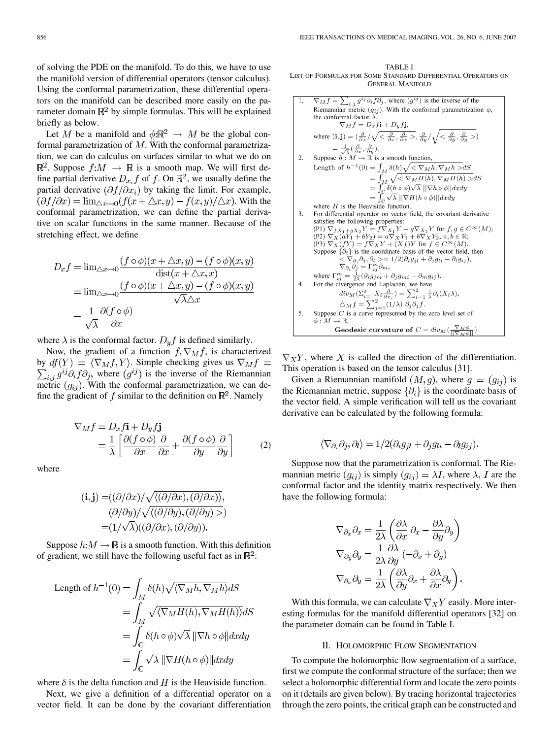of solving the PDE on the manifold. To do this, we have to use the manifold version of differential operators (tensor calculus). Using the conformal parametrization, these differential operators on the manifold can be described more easily on the parameter domain $\mathbb{R}^2$ by simple formulas. This will be explained briefly as below.

Let $M$ be a manifold and $\phi:\mathbb{R}^2 \rightarrow M$ be the global conformal parametrization of $M$. With the conformal parametrization, we can do calculus on surfaces similar to what we do on $\mathbb{R}^2$. Suppose $f:M \rightarrow \mathbb{R}$ is a smooth map. We will first define partial derivative $D_{x_i}f$ of $f$. On $\mathbb{R}^2$, we usually define the partial derivative $(\partial f/\partial x_i)$ by taking the limit. For example, $(\partial f/\partial x) = \lim_{\triangle x \rightarrow 0}(f(x+\triangle x, y) - f(x,y)/\triangle x)$. With the conformal parametrization, we can define the partial derivative on scalar functions in the same manner. Because of the stretching effect, we define

$$
\begin{aligned}
D_x f &= \lim_{\triangle x \rightarrow 0} \frac{(f\circ\phi)(x+\triangle x, y) - (f\circ\phi)(x,y)}{\mathrm{dist}(x+\triangle x, x)} \\
&= \lim_{\triangle x \rightarrow 0} \frac{(f\circ\phi)(x+\triangle x, y) - (f\circ\phi)(x,y)}{\sqrt{\lambda}\triangle x} \\
&= \frac{1}{\sqrt{\lambda}} \frac{\partial (f\circ\phi)}{\partial x}
\end{aligned}
$$

where $\lambda$ is the conformal factor. $D_y f$ is defined similarly.

Now, the gradient of a function $f, \nabla_M f$, is characterized by $df(Y) = \langle \nabla_M f, Y\rangle$. Simple checking gives us $\nabla_M f = \sum_{i,j} g^{ij}\partial_i f \partial_j$, where $(g^{ij})$ is the inverse of the Riemannian metric $(g_{ij})$. With the conformal parametrization, we can define the gradient of $f$ similar to the definition on $\mathbb{R}^2$. Namely

$$
\begin{aligned}
\nabla_M f &= D_x f \mathbf{i} + D_y f \mathbf{j} \\
&= \frac{1}{\lambda}\left[\frac{\partial (f\circ\phi)}{\partial x}\frac{\partial}{\partial x} + \frac{\partial (f\circ\phi)}{\partial y}\frac{\partial}{\partial y}\right]
\end{aligned} \tag{2}
$$

where

$$
\begin{aligned}
(\mathbf{i},\mathbf{j}) =& ((\partial/\partial x)/\sqrt{\langle(\partial/\partial x),(\partial/\partial x)\rangle}, \\
& (\partial/\partial y)/\sqrt{\langle(\partial/\partial y),(\partial/\partial y)>}) \\
=& (1/\sqrt{\lambda})((\partial/\partial x),(\partial/\partial y)).
\end{aligned}
$$

Suppose $h:M \rightarrow \mathbb{R}$ is a smooth function. With this definition of gradient, we still have the following useful fact as in $\mathbb{R}^2$:

$$
\begin{aligned}
\text{Length of } h^{-1}(0) &= \int_M \delta(h)\sqrt{\langle \nabla_M h, \nabla_M h\rangle} dS \\
&= \int_M \sqrt{\langle \nabla_M H(h), \nabla_M H(h)\rangle} dS \\
&= \int_{\mathbb{C}} \delta(h\circ\phi)\sqrt{\lambda}\,\|\nabla h\circ\phi\| dxdy \\
&= \int_{\mathbb{C}} \sqrt{\lambda}\,\|\nabla H(h\circ\phi)\| dxdy
\end{aligned}
$$

where $\delta$ is the delta function and $H$ is the Heaviside function.

Next, we give a definition of a differential operator on a vector field. It can be done by the covariant differentiation $\nabla_X Y$, where $X$ is called the direction of the differentiation. This operation is based on the tensor calculus [31].

Given a Riemannian manifold $(M,g)$, where $g = (g_{ij})$ is the Riemannian metric, suppose $\{\partial_i\}$ is the coordinate basis of the vector field. A simple verification will tell us the covariant derivative can be calculated by the following formula:

$$
\langle \nabla_{\partial_i}\partial_j, \partial_l\rangle = 1/2(\partial_i g_{jl} + \partial_j g_{li} - \partial_l g_{ij}).
$$

Suppose now that the parametrization is conformal. The Riemannian metric $(g_{ij})$ is simply $(g_{ij}) = \lambda I$, where $\lambda$, $I$ are the conformal factor and the identity matrix respectively. We then have the following formula:

$$
\begin{aligned}
\nabla_{\partial_x}\partial_x &= \frac{1}{2\lambda}\left(\frac{\partial\lambda}{\partial x}\partial_x - \frac{\partial\lambda}{\partial y}\partial_y\right) \\
\nabla_{\partial_y}\partial_y &= \frac{1}{2\lambda}\frac{\partial\lambda}{\partial y}(-\partial_x + \partial_y) \\
\nabla_{\partial_x}\partial_y &= \frac{1}{2\lambda}\left(\frac{\partial\lambda}{\partial y}\partial_x + \frac{\partial\lambda}{\partial x}\partial_y\right).
\end{aligned}
$$

With this formula, we can calculate $\nabla_X Y$ easily. More interesting formulas for the manifold differential operators [32] on the parameter domain can be found in Table I.

TABLE I
LIST OF FORMULAS FOR SOME STANDARD DIFFERENTIAL OPERATORS ON GENERAL MANIFOLD

1. $\nabla_M f = \sum_{i,j} g^{ij}\partial_i f \partial_j$, where $(g^{ij})$ is the inverse of the Riemannian metric $(g_{ij})$. With the conformal parametrization $\phi$, the conformal factor $\lambda$,
$$\nabla_M f = D_x f \mathbf{i} + D_y f \mathbf{j},$$
where $(\mathbf{i},\mathbf{j}) = (\frac{\partial}{\partial x}/\sqrt{<\frac{\partial}{\partial x},\frac{\partial}{\partial x}>}, \frac{\partial}{\partial y}/\sqrt{<\frac{\partial}{\partial y},\frac{\partial}{\partial y}>})$
$= \frac{1}{\sqrt{\lambda}}(\frac{\partial}{\partial x},\frac{\partial}{\partial y})$.
2. Suppose $h: M \rightarrow \mathbb{R}$ is a smooth function,
$$
\begin{aligned}
\text{Length of } h^{-1}(0) &= \int_M \delta(h)\sqrt{<\nabla_M h, \nabla_M h>} dS \\
&= \int_M \sqrt{<\nabla_M H(h), \nabla_M H(h)>} dS \\
&= \int_{\mathbb{C}} \delta(h\circ\phi)\sqrt{\lambda}\,\|\nabla h\circ\phi\| dxdy \\
&= \int_{\mathbb{C}} \sqrt{\lambda}\,\|\nabla H(h\circ\phi)\| dxdy
\end{aligned}
$$
where $H$ is the Heaviside function.
3. For differential operator on vector field, the covariant derivative satisfies the following properties:
(P1) $\nabla_{fX_1+gX_2}Y = f\nabla_{X_1}Y + g\nabla_{X_2}Y$ for $f,g \in C^\infty(M)$;
(P2) $\nabla_X(aY_1 + bY_2) = a\nabla_X Y_1 + b\nabla_X Y_2$, $a,b \in \mathbb{R}$;
(P3) $\nabla_X(fY) = f\nabla_X Y + (Xf)Y$ for $f \in C^\infty(M)$.
Suppose $\{\partial_i\}$ is the coordinate basis of the vector field, then
$$< \nabla_{\partial_i}\partial_j, \partial_l >= 1/2(\partial_i g_{jl} + \partial_j g_{li} - \partial_l g_{ij}),$$
$$\nabla_{\partial_i}\partial_j = \Gamma^m_{ij}\partial_m,$$
where $\Gamma^m_{ij} = \frac{1}{2\lambda}(\partial_i g_{jm} + \partial_j g_{mi} - \partial_m g_{ij})$.
4. For the divergence and Laplacian, we have
$$div_M(\Sigma^2_{i=1}X_i\frac{\partial}{\partial x_i}) = \sum^2_{i=1}\frac{1}{\lambda}\partial_i(X_i\lambda),$$
$$\triangle_M f = \sum^2_{j=1}(1/\lambda)\,\partial_j\partial_j f.$$
5. Suppose $C$ is a curve represented by the zero level set of $\phi: M \rightarrow \mathbb{R}$,
**Geodesic curvature of** $C = div_M(\frac{\nabla_M\phi}{\|\nabla_M\phi\|})$.

## II. Holomorphic Flow Segmentation

To compute the holomorphic flow segmentation of a surface, first we compute the conformal structure of the surface; then we select a holomorphic differential form and locate the zero points on it (details are given below). By tracing horizontal trajectories through the zero points, the critical graph can be constructed and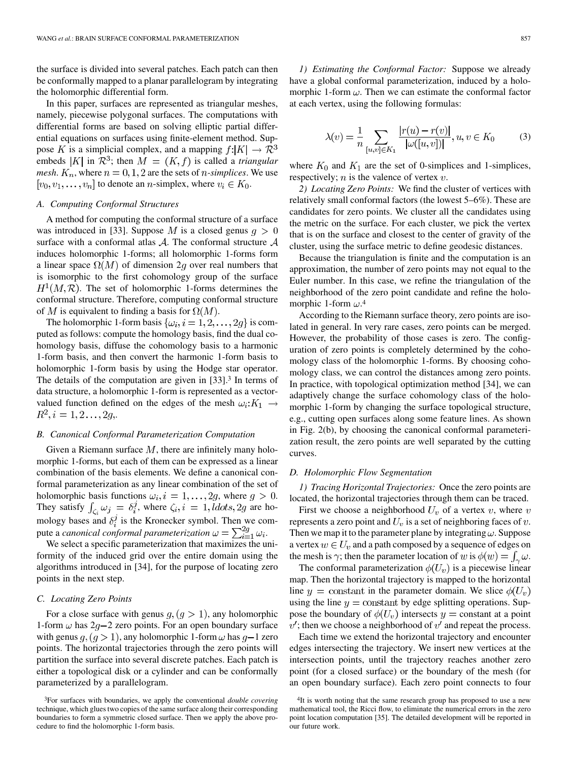the surface is divided into several patches. Each patch can then be conformally mapped to a planar parallelogram by integrating the holomorphic differential form.

In this paper, surfaces are represented as triangular meshes, namely, piecewise polygonal surfaces. The computations with differential forms are based on solving elliptic partial differential equations on surfaces using finite-element method. Suppose $K$ is a simplicial complex, and a mapping $f:|K| \rightarrow \mathcal{R}^3$ embeds $|K|$ in $\mathcal{R}^3$; then $M = (K, f)$ is called a *triangular mesh*. $K_n$, where $n = 0, 1, 2$ are the sets of $n$-*simplices*. We use $[v_0, v_1, \ldots, v_n]$ to denote an $n$-simplex, where $v_i \in K_0$.

### A. Computing Conformal Structures

A method for computing the conformal structure of a surface was introduced in [33]. Suppose $M$ is a closed genus $g > 0$ surface with a conformal atlas $\mathcal{A}$. The conformal structure $\mathcal{A}$ induces holomorphic 1-forms; all holomorphic 1-forms form a linear space $\Omega(M)$ of dimension $2g$ over real numbers that is isomorphic to the first cohomology group of the surface $H^1(M, \mathcal{R})$. The set of holomorphic 1-forms determines the conformal structure. Therefore, computing conformal structure of $M$ is equivalent to finding a basis for $\Omega(M)$.

The holomorphic 1-form basis $\{\omega_i, i = 1, 2, \ldots, 2g\}$ is computed as follows: compute the homology basis, find the dual cohomology basis, diffuse the cohomology basis to a harmonic 1-form basis, and then convert the harmonic 1-form basis to holomorphic 1-form basis by using the Hodge star operator. The details of the computation are given in [33].[3] In terms of data structure, a holomorphic 1-form is represented as a vector-valued function defined on the edges of the mesh $\omega_i: K_1 \rightarrow R^2, i = 1, 2 \ldots, 2g$,.

### B. Canonical Conformal Parameterization Computation

Given a Riemann surface $M$, there are infinitely many holomorphic 1-forms, but each of them can be expressed as a linear combination of the basis elements. We define a canonical conformal parameterization as any linear combination of the set of holomorphic basis functions $\omega_i, i = 1, \ldots, 2g$, where $g > 0$. They satisfy $\int_{\zeta_i} \omega_j = \delta_i^j$, where $\zeta_i, i = 1, ldots, 2g$ are homology bases and $\delta_i^j$ is the Kronecker symbol. Then we compute a *canonical conformal parameterization* $\omega = \sum_{i=1}^{2g} \omega_i$.

We select a specific parameterization that maximizes the uniformity of the induced grid over the entire domain using the algorithms introduced in [34], for the purpose of locating zero points in the next step.

### C. Locating Zero Points

For a close surface with genus $g, (g > 1)$, any holomorphic 1-form $\omega$ has $2g-2$ zero points. For an open boundary surface with genus $g, (g > 1)$, any holomorphic 1-form $\omega$ has $g-1$ zero points. The horizontal trajectories through the zero points will partition the surface into several discrete patches. Each patch is either a topological disk or a cylinder and can be conformally parameterized by a parallelogram.

*1) Estimating the Conformal Factor:* Suppose we already have a global conformal parameterization, induced by a holomorphic 1-form $\omega$. Then we can estimate the conformal factor at each vertex, using the following formulas:

$$\lambda(v) = \frac{1}{n} \sum_{[u,v] \in K_1} \frac{|r(u) - r(v)|}{|\omega([u, v])|}, u, v \in K_0 \tag{3}$$

where $K_0$ and $K_1$ are the set of 0-simplices and 1-simplices, respectively; $n$ is the valence of vertex $v$.

*2) Locating Zero Points:* We find the cluster of vertices with relatively small conformal factors (the lowest 5–6%). These are candidates for zero points. We cluster all the candidates using the metric on the surface. For each cluster, we pick the vertex that is on the surface and closest to the center of gravity of the cluster, using the surface metric to define geodesic distances.

Because the triangulation is finite and the computation is an approximation, the number of zero points may not equal to the Euler number. In this case, we refine the triangulation of the neighborhood of the zero point candidate and refine the holomorphic 1-form $\omega$.[4]

According to the Riemann surface theory, zero points are isolated in general. In very rare cases, zero points can be merged. However, the probability of those cases is zero. The configuration of zero points is completely determined by the cohomology class of the holomorphic 1-forms. By choosing cohomology class, we can control the distances among zero points. In practice, with topological optimization method [34], we can adaptively change the surface cohomology class of the holomorphic 1-form by changing the surface topological structure, e.g., cutting open surfaces along some feature lines. As shown in Fig. 2(b), by choosing the canonical conformal parameterization result, the zero points are well separated by the cutting curves.

### D. Holomorphic Flow Segmentation

*1) Tracing Horizontal Trajectories:* Once the zero points are located, the horizontal trajectories through them can be traced.

First we choose a neighborhood $U_v$ of a vertex $v$, where $v$ represents a zero point and $U_v$ is a set of neighboring faces of $v$. Then we map it to the parameter plane by integrating $\omega$. Suppose a vertex $w \in U_v$ and a path composed by a sequence of edges on the mesh is $\gamma$; then the parameter location of $w$ is $\phi(w) = \int_\gamma \omega$.

The conformal parameterization $\phi(U_v)$ is a piecewise linear map. Then the horizontal trajectory is mapped to the horizontal line $y = \text{constant}$ in the parameter domain. We slice $\phi(U_v)$ using the line $y = \text{constant}$ by edge splitting operations. Suppose the boundary of $\phi(U_v)$ intersects $y = \text{constant}$ at a point $v'$; then we choose a neighborhood of $v'$ and repeat the process.

Each time we extend the horizontal trajectory and encounter edges intersecting the trajectory. We insert new vertices at the intersection points, until the trajectory reaches another zero point (for a closed surface) or the boundary of the mesh (for an open boundary surface). Each zero point connects to four

[3]For surfaces with boundaries, we apply the conventional *double covering* technique, which glues two copies of the same surface along their corresponding boundaries to form a symmetric closed surface. Then we apply the above procedure to find the holomorphic 1-form basis.

[4]It is worth noting that the same research group has proposed to use a new mathematical tool, the Ricci flow, to eliminate the numerical errors in the zero point location computation [35]. The detailed development will be reported in our future work.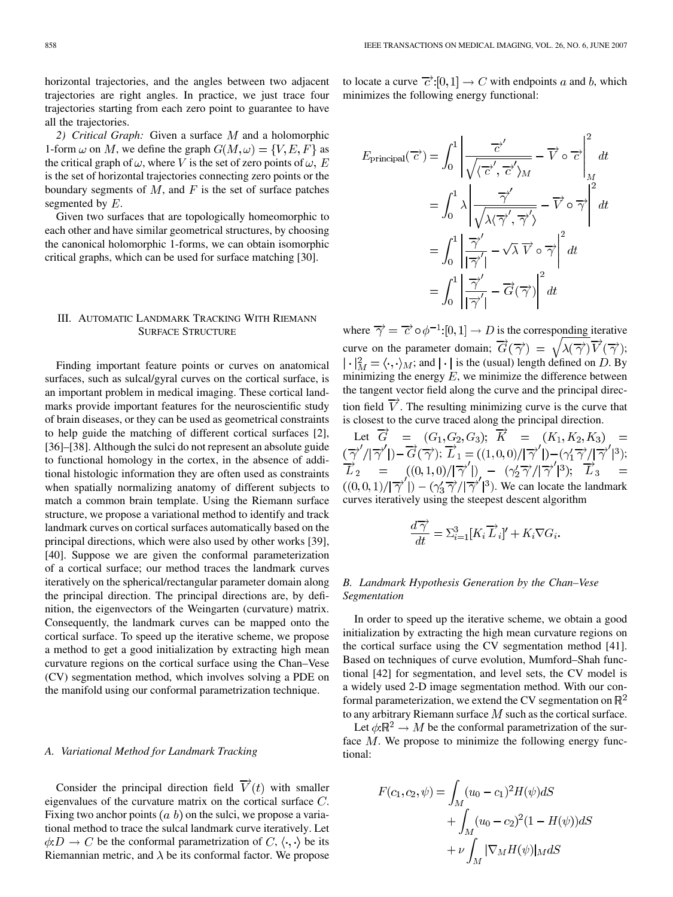horizontal trajectories, and the angles between two adjacent trajectories are right angles. In practice, we just trace four trajectories starting from each zero point to guarantee to have all the trajectories.

*2) Critical Graph:* Given a surface $M$ and a holomorphic 1-form $\omega$ on $M$, we define the graph $G(M,\omega) = \{V, E, F\}$ as the critical graph of $\omega$, where $V$ is the set of zero points of $\omega$, $E$ is the set of horizontal trajectories connecting zero points or the boundary segments of $M$, and $F$ is the set of surface patches segmented by $E$.

Given two surfaces that are topologically homeomorphic to each other and have similar geometrical structures, by choosing the canonical holomorphic 1-forms, we can obtain isomorphic critical graphs, which can be used for surface matching [30].

## III. Automatic Landmark Tracking With Riemann Surface Structure

Finding important feature points or curves on anatomical surfaces, such as sulcal/gyral curves on the cortical surface, is an important problem in medical imaging. These cortical landmarks provide important features for the neuroscientific study of brain diseases, or they can be used as geometrical constraints to help guide the matching of different cortical surfaces [2], [36]–[38]. Although the sulci do not represent an absolute guide to functional homology in the cortex, in the absence of additional histologic information they are often used as constraints when spatially normalizing anatomy of different subjects to match a common brain template. Using the Riemann surface structure, we propose a variational method to identify and track landmark curves on cortical surfaces automatically based on the principal directions, which were also used by other works [39], [40]. Suppose we are given the conformal parameterization of a cortical surface; our method traces the landmark curves iteratively on the spherical/rectangular parameter domain along the principal direction. The principal directions are, by definition, the eigenvectors of the Weingarten (curvature) matrix. Consequently, the landmark curves can be mapped onto the cortical surface. To speed up the iterative scheme, we propose a method to get a good initialization by extracting high mean curvature regions on the cortical surface using the Chan–Vese (CV) segmentation method, which involves solving a PDE on the manifold using our conformal parametrization technique.

### A. Variational Method for Landmark Tracking

Consider the principal direction field $\vec{V}(t)$ with smaller eigenvalues of the curvature matrix on the cortical surface $C$. Fixing two anchor points $(a\ b)$ on the sulci, we propose a variational method to trace the sulcal landmark curve iteratively. Let $\phi: D \to C$ be the conformal parametrization of $C$, $\langle \cdot,\cdot \rangle$ be its Riemannian metric, and $\lambda$ be its conformal factor. We propose to locate a curve $\vec{c}:[0,1] \to C$ with endpoints $a$ and $b$, which minimizes the following energy functional:

$$
\begin{aligned}
E_{\text{principal}}(\vec{c}) &= \int_0^1 \left| \frac{\vec{c}'}{\sqrt{\langle \vec{c}', \vec{c}' \rangle_M}} - \vec{V} \circ \vec{c} \right|_M^2 dt \\
&= \int_0^1 \lambda \left| \frac{\vec{\gamma}'}{\sqrt{\lambda \langle \vec{\gamma}', \vec{\gamma}' \rangle}} - \vec{V} \circ \vec{\gamma} \right|^2 dt \\
&= \int_0^1 \left| \frac{\vec{\gamma}'}{|\vec{\gamma}'|} - \sqrt{\lambda}\, \vec{V} \circ \vec{\gamma} \right|^2 dt \\
&= \int_0^1 \left| \frac{\vec{\gamma}'}{|\vec{\gamma}'|} - \vec{G}(\vec{\gamma}) \right|^2 dt
\end{aligned}
$$

where $\vec{\gamma} = \vec{c} \circ \phi^{-1}:[0,1] \to D$ is the corresponding iterative curve on the parameter domain; $\vec{G}(\vec{\gamma}) = \sqrt{\lambda(\vec{\gamma})}\vec{V}(\vec{\gamma})$; $|\cdot|_M^2 = \langle \cdot,\cdot \rangle_M$; and $|\cdot|$ is the (usual) length defined on $D$. By minimizing the energy $E$, we minimize the difference between the tangent vector field along the curve and the principal direction field $\vec{V}$. The resulting minimizing curve is the curve that is closest to the curve traced along the principal direction.

Let $\vec{G} = (G_1, G_2, G_3)$; $\vec{K} = (K_1, K_2, K_3) = (\vec{\gamma}'/|\vec{\gamma}'|) - \vec{G}(\vec{\gamma})$; $\vec{L}_1 = ((1,0,0)/|\vec{\gamma}'|) - (\gamma_1' \vec{\gamma}/|\vec{\gamma}'|^3)$; $\vec{L}_2 = ((0,1,0)/|\vec{\gamma}'|) - (\gamma_2' \vec{\gamma}/|\vec{\gamma}'|^3)$; $\vec{L}_3 = ((0,0,1)/|\vec{\gamma}'|) - (\gamma_3' \vec{\gamma}/|\vec{\gamma}'|^3)$. We can locate the landmark curves iteratively using the steepest descent algorithm

$$
\frac{d\vec{\gamma}}{dt} = \Sigma_{i=1}^3 [K_i \vec{L}_i]' + K_i \nabla G_i.
$$

### B. Landmark Hypothesis Generation by the Chan–Vese Segmentation

In order to speed up the iterative scheme, we obtain a good initialization by extracting the high mean curvature regions on the cortical surface using the CV segmentation method [41]. Based on techniques of curve evolution, Mumford–Shah functional [42] for segmentation, and level sets, the CV model is a widely used 2-D image segmentation method. With our conformal parameterization, we extend the CV segmentation on $\mathbb{R}^2$ to any arbitrary Riemann surface $M$ such as the cortical surface.

Let $\phi:\mathbb{R}^2 \to M$ be the conformal parametrization of the surface $M$. We propose to minimize the following energy functional:

$$
\begin{aligned}
F(c_1, c_2, \psi) &= \int_M (u_0 - c_1)^2 H(\psi) dS \\
&\quad + \int_M (u_0 - c_2)^2 (1 - H(\psi)) dS \\
&\quad + \nu \int_M |\nabla_M H(\psi)|_M dS
\end{aligned}
$$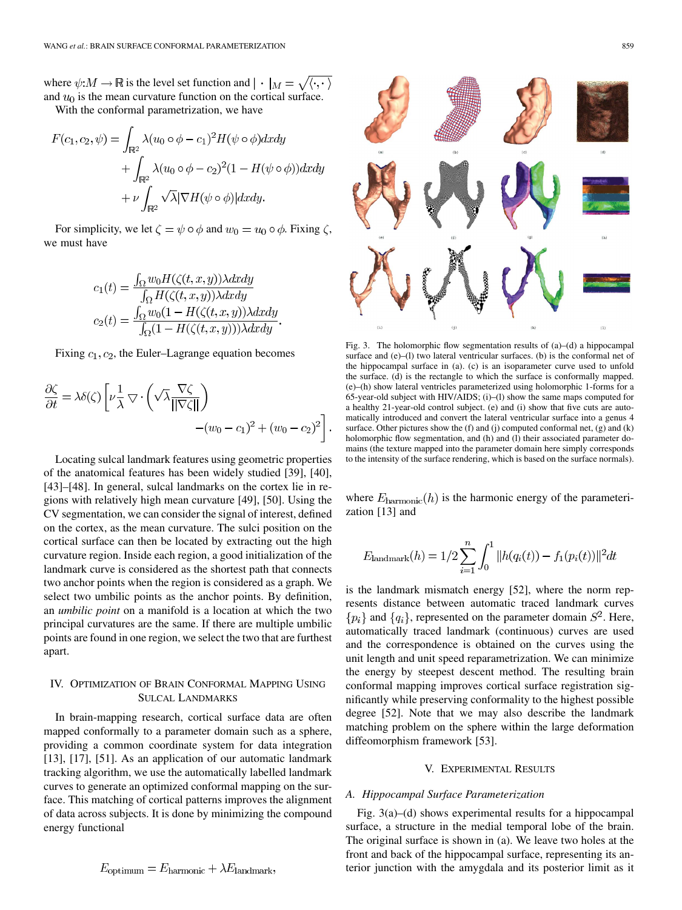where $\psi: M \to \mathbb{R}$ is the level set function and $|\cdot|_M = \sqrt{\langle \cdot, \cdot \rangle}$ and $u_0$ is the mean curvature function on the cortical surface.

With the conformal parametrization, we have

$$F(c_1, c_2, \psi) = \int_{\mathbb{R}^2} \lambda (u_0 \circ \phi - c_1)^2 H(\psi \circ \phi) dx dy + \int_{\mathbb{R}^2} \lambda (u_0 \circ \phi - c_2)^2 (1 - H(\psi \circ \phi)) dx dy + \nu \int_{\mathbb{R}^2} \sqrt{\lambda} |\nabla H(\psi \circ \phi)| dx dy.$$

For simplicity, we let $\zeta = \psi \circ \phi$ and $w_0 = u_0 \circ \phi$. Fixing $\zeta$, we must have

$$c_1(t) = \frac{\int_\Omega w_0 H(\zeta(t,x,y)) \lambda dx dy}{\int_\Omega H(\zeta(t,x,y)) \lambda dx dy}$$
$$c_2(t) = \frac{\int_\Omega w_0 (1 - H(\zeta(t,x,y))) \lambda dx dy}{\int_\Omega (1 - H(\zeta(t,x,y))) \lambda dx dy}.$$

Fixing $c_1, c_2$, the Euler–Lagrange equation becomes

$$\frac{\partial \zeta}{\partial t} = \lambda \delta(\zeta) \left[ \nu \frac{1}{\lambda} \nabla \cdot \left( \sqrt{\lambda} \frac{\nabla \zeta}{\|\nabla \zeta\|} \right) - (w_0 - c_1)^2 + (w_0 - c_2)^2 \right].$$

Locating sulcal landmark features using geometric properties of the anatomical features has been widely studied [39], [40], [43]–[48]. In general, sulcal landmarks on the cortex lie in regions with relatively high mean curvature [49], [50]. Using the CV segmentation, we can consider the signal of interest, defined on the cortex, as the mean curvature. The sulci position on the cortical surface can then be located by extracting out the high curvature region. Inside each region, a good initialization of the landmark curve is considered as the shortest path that connects two anchor points when the region is considered as a graph. We select two umbilic points as the anchor points. By definition, an *umbilic point* on a manifold is a location at which the two principal curvatures are the same. If there are multiple umbilic points are found in one region, we select the two that are furthest apart.

## IV. Optimization of Brain Conformal Mapping Using Sulcal Landmarks

In brain-mapping research, cortical surface data are often mapped conformally to a parameter domain such as a sphere, providing a common coordinate system for data integration [13], [17], [51]. As an application of our automatic landmark tracking algorithm, we use the automatically labelled landmark curves to generate an optimized conformal mapping on the surface. This matching of cortical patterns improves the alignment of data across subjects. It is done by minimizing the compound energy functional

$$E_{\text{optimum}} = E_{\text{harmonic}} + \lambda E_{\text{landmark}},$$

where $E_{\text{harmonic}}(h)$ is the harmonic energy of the parameterization [13] and

$$E_{\text{landmark}}(h) = 1/2 \sum_{i=1}^{n} \int_0^1 \|h(q_i(t)) - f_1(p_i(t))\|^2 dt$$

is the landmark mismatch energy [52], where the norm represents distance between automatic traced landmark curves $\{p_i\}$ and $\{q_i\}$, represented on the parameter domain $S^2$. Here, automatically traced landmark (continuous) curves are used and the correspondence is obtained on the curves using the unit length and unit speed reparametrization. We can minimize the energy by steepest descent method. The resulting brain conformal mapping improves cortical surface registration significantly while preserving conformality to the highest possible degree [52]. Note that we may also describe the landmark matching problem on the sphere within the large deformation diffeomorphism framework [53].

Fig. 3. The holomorphic flow segmentation results of (a)–(d) a hippocampal surface and (e)–(l) two lateral ventricular surfaces. (b) is the conformal net of the hippocampal surface in (a). (c) is an isoparameter curve used to unfold the surface. (d) is the rectangle to which the surface is conformally mapped. (e)–(h) show lateral ventricles parameterized using holomorphic 1-forms for a 65-year-old subject with HIV/AIDS; (i)–(l) show the same maps computed for a healthy 21-year-old control subject. (e) and (i) show that five cuts are automatically introduced and convert the lateral ventricular surface into a genus 4 surface. Other pictures show the (f) and (j) computed conformal net, (g) and (k) holomorphic flow segmentation, and (h) and (l) their associated parameter domains (the texture mapped into the parameter domain here simply corresponds to the intensity of the surface rendering, which is based on the surface normals).

## V. Experimental Results

### A. Hippocampal Surface Parameterization

Fig. 3(a)–(d) shows experimental results for a hippocampal surface, a structure in the medial temporal lobe of the brain. The original surface is shown in (a). We leave two holes at the front and back of the hippocampal surface, representing its anterior junction with the amygdala and its posterior limit as it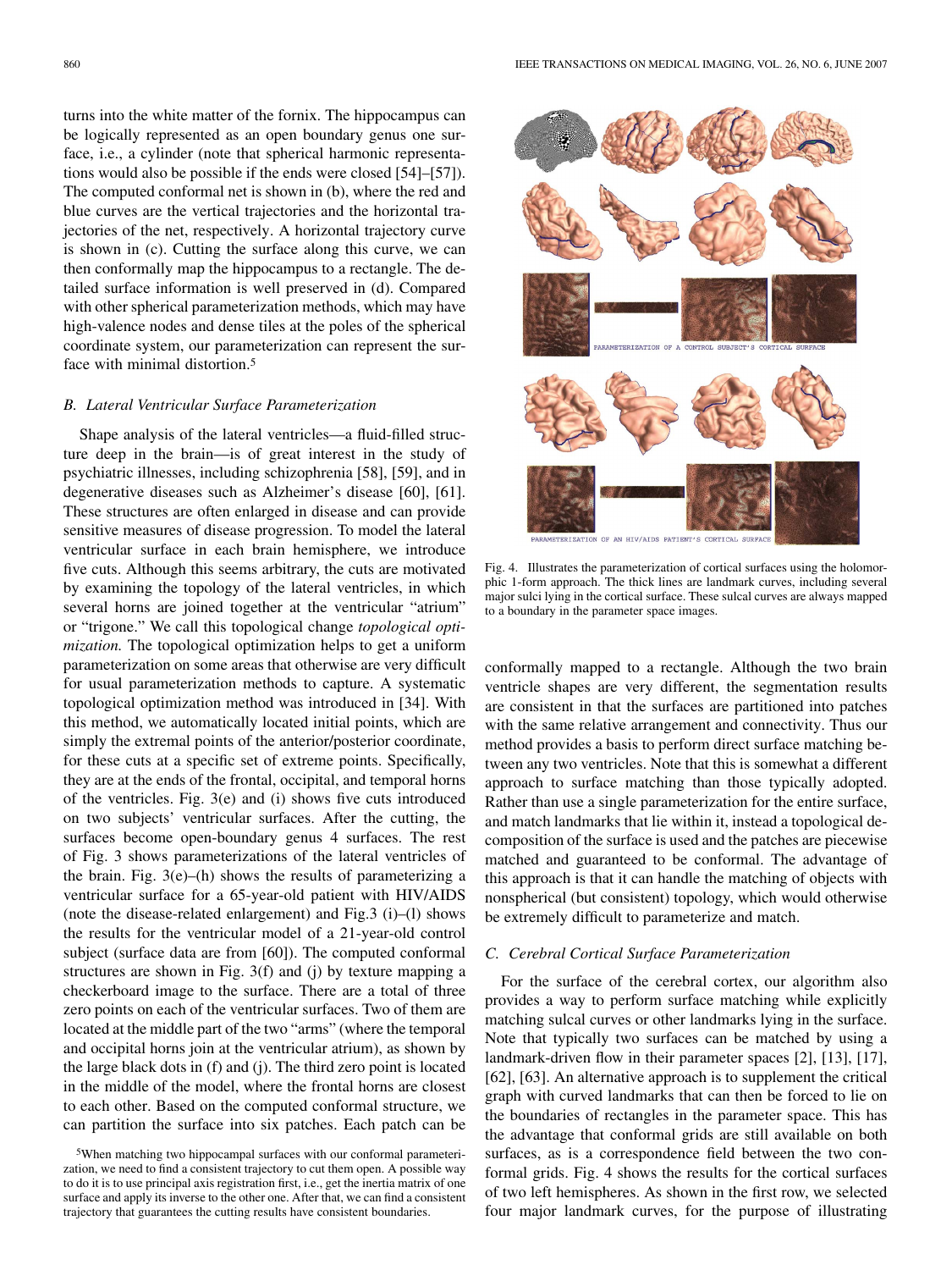turns into the white matter of the fornix. The hippocampus can be logically represented as an open boundary genus one surface, i.e., a cylinder (note that spherical harmonic representations would also be possible if the ends were closed [54]–[57]). The computed conformal net is shown in (b), where the red and blue curves are the vertical trajectories and the horizontal trajectories of the net, respectively. A horizontal trajectory curve is shown in (c). Cutting the surface along this curve, we can then conformally map the hippocampus to a rectangle. The detailed surface information is well preserved in (d). Compared with other spherical parameterization methods, which may have high-valence nodes and dense tiles at the poles of the spherical coordinate system, our parameterization can represent the surface with minimal distortion.[5]

### B. Lateral Ventricular Surface Parameterization

Shape analysis of the lateral ventricles—a fluid-filled structure deep in the brain—is of great interest in the study of psychiatric illnesses, including schizophrenia [58], [59], and in degenerative diseases such as Alzheimer's disease [60], [61]. These structures are often enlarged in disease and can provide sensitive measures of disease progression. To model the lateral ventricular surface in each brain hemisphere, we introduce five cuts. Although this seems arbitrary, the cuts are motivated by examining the topology of the lateral ventricles, in which several horns are joined together at the ventricular "atrium" or "trigone." We call this topological change *topological optimization.* The topological optimization helps to get a uniform parameterization on some areas that otherwise are very difficult for usual parameterization methods to capture. A systematic topological optimization method was introduced in [34]. With this method, we automatically located initial points, which are simply the extremal points of the anterior/posterior coordinate, for these cuts at a specific set of extreme points. Specifically, they are at the ends of the frontal, occipital, and temporal horns of the ventricles. Fig. 3(e) and (i) shows five cuts introduced on two subjects' ventricular surfaces. After the cutting, the surfaces become open-boundary genus 4 surfaces. The rest of Fig. 3 shows parameterizations of the lateral ventricles of the brain. Fig. 3(e)–(h) shows the results of parameterizing a ventricular surface for a 65-year-old patient with HIV/AIDS (note the disease-related enlargement) and Fig.3 (i)–(l) shows the results for the ventricular model of a 21-year-old control subject (surface data are from [60]). The computed conformal structures are shown in Fig. 3(f) and (j) by texture mapping a checkerboard image to the surface. There are a total of three zero points on each of the ventricular surfaces. Two of them are located at the middle part of the two "arms" (where the temporal and occipital horns join at the ventricular atrium), as shown by the large black dots in (f) and (j). The third zero point is located in the middle of the model, where the frontal horns are closest to each other. Based on the computed conformal structure, we can partition the surface into six patches. Each patch can be conformally mapped to a rectangle. Although the two brain ventricle shapes are very different, the segmentation results are consistent in that the surfaces are partitioned into patches with the same relative arrangement and connectivity. Thus our method provides a basis to perform direct surface matching between any two ventricles. Note that this is somewhat a different approach to surface matching than those typically adopted. Rather than use a single parameterization for the entire surface, and match landmarks that lie within it, instead a topological decomposition of the surface is used and the patches are piecewise matched and guaranteed to be conformal. The advantage of this approach is that it can handle the matching of objects with nonspherical (but consistent) topology, which would otherwise be extremely difficult to parameterize and match.

[5] When matching two hippocampal surfaces with our conformal parameterization, we need to find a consistent trajectory to cut them open. A possible way to do it is to use principal axis registration first, i.e., get the inertia matrix of one surface and apply its inverse to the other one. After that, we can find a consistent trajectory that guarantees the cutting results have consistent boundaries.

PARAMETERIZATION OF A CONTROL SUBJECT'S CORTICAL SURFACE

PARAMETERIZATION OF AN HIV/AIDS PATIENT'S CORTICAL SURFACE

Fig. 4. Illustrates the parameterization of cortical surfaces using the holomorphic 1-form approach. The thick lines are landmark curves, including several major sulci lying in the cortical surface. These sulcal curves are always mapped to a boundary in the parameter space images.

### C. Cerebral Cortical Surface Parameterization

For the surface of the cerebral cortex, our algorithm also provides a way to perform surface matching while explicitly matching sulcal curves or other landmarks lying in the surface. Note that typically two surfaces can be matched by using a landmark-driven flow in their parameter spaces [2], [13], [17], [62], [63]. An alternative approach is to supplement the critical graph with curved landmarks that can then be forced to lie on the boundaries of rectangles in the parameter space. This has the advantage that conformal grids are still available on both surfaces, as is a correspondence field between the two conformal grids. Fig. 4 shows the results for the cortical surfaces of two left hemispheres. As shown in the first row, we selected four major landmark curves, for the purpose of illustrating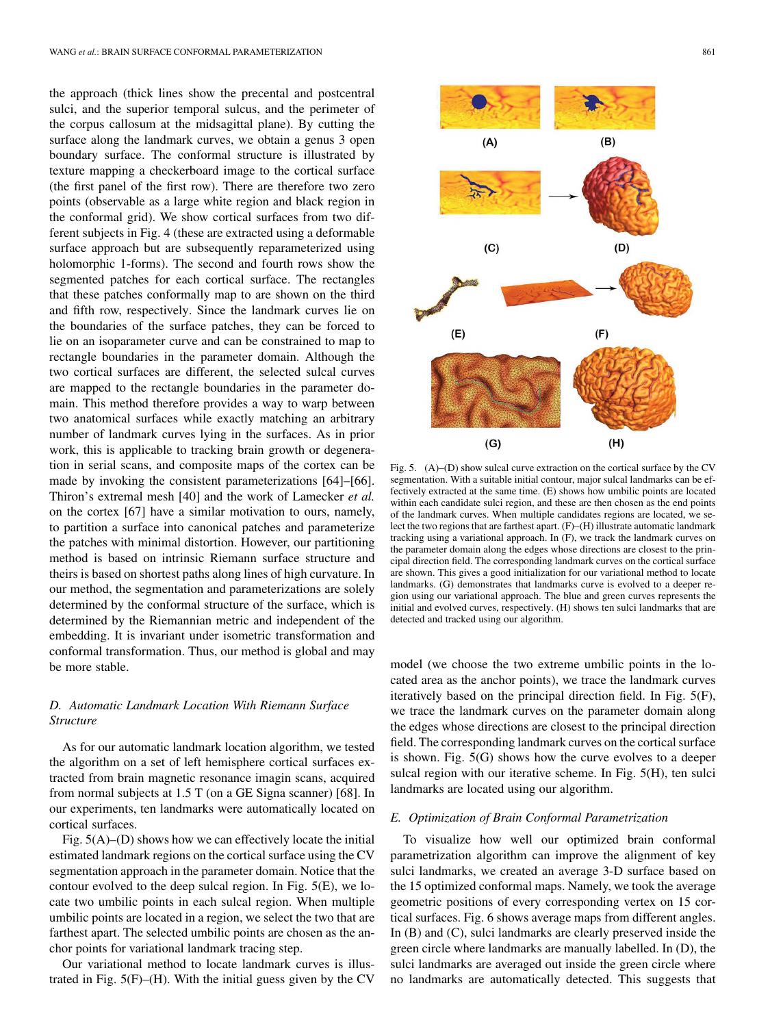the approach (thick lines show the precental and postcentral sulci, and the superior temporal sulcus, and the perimeter of the corpus callosum at the midsagittal plane). By cutting the surface along the landmark curves, we obtain a genus 3 open boundary surface. The conformal structure is illustrated by texture mapping a checkerboard image to the cortical surface (the first panel of the first row). There are therefore two zero points (observable as a large white region and black region in the conformal grid). We show cortical surfaces from two different subjects in Fig. 4 (these are extracted using a deformable surface approach but are subsequently reparameterized using holomorphic 1-forms). The second and fourth rows show the segmented patches for each cortical surface. The rectangles that these patches conformally map to are shown on the third and fifth row, respectively. Since the landmark curves lie on the boundaries of the surface patches, they can be forced to lie on an isoparameter curve and can be constrained to map to rectangle boundaries in the parameter domain. Although the two cortical surfaces are different, the selected sulcal curves are mapped to the rectangle boundaries in the parameter domain. This method therefore provides a way to warp between two anatomical surfaces while exactly matching an arbitrary number of landmark curves lying in the surfaces. As in prior work, this is applicable to tracking brain growth or degeneration in serial scans, and composite maps of the cortex can be made by invoking the consistent parameterizations [64]–[66]. Thiron's extremal mesh [40] and the work of Lamecker *et al.* on the cortex [67] have a similar motivation to ours, namely, to partition a surface into canonical patches and parameterize the patches with minimal distortion. However, our partitioning method is based on intrinsic Riemann surface structure and theirs is based on shortest paths along lines of high curvature. In our method, the segmentation and parameterizations are solely determined by the conformal structure of the surface, which is determined by the Riemannian metric and independent of the embedding. It is invariant under isometric transformation and conformal transformation. Thus, our method is global and may be more stable.

### *D. Automatic Landmark Location With Riemann Surface Structure*

As for our automatic landmark location algorithm, we tested the algorithm on a set of left hemisphere cortical surfaces extracted from brain magnetic resonance imagin scans, acquired from normal subjects at 1.5 T (on a GE Signa scanner) [68]. In our experiments, ten landmarks were automatically located on cortical surfaces.

Fig. 5(A)–(D) shows how we can effectively locate the initial estimated landmark regions on the cortical surface using the CV segmentation approach in the parameter domain. Notice that the contour evolved to the deep sulcal region. In Fig. 5(E), we locate two umbilic points in each sulcal region. When multiple umbilic points are located in a region, we select the two that are farthest apart. The selected umbilic points are chosen as the anchor points for variational landmark tracing step.

Our variational method to locate landmark curves is illustrated in Fig. 5(F)–(H). With the initial guess given by the CV model (we choose the two extreme umbilic points in the located area as the anchor points), we trace the landmark curves iteratively based on the principal direction field. In Fig. 5(F), we trace the landmark curves on the parameter domain along the edges whose directions are closest to the principal direction field. The corresponding landmark curves on the cortical surface is shown. Fig. 5(G) shows how the curve evolves to a deeper sulcal region with our iterative scheme. In Fig. 5(H), ten sulci landmarks are located using our algorithm.

Fig. 5. (A)–(D) show sulcal curve extraction on the cortical surface by the CV segmentation. With a suitable initial contour, major sulcal landmarks can be effectively extracted at the same time. (E) shows how umbilic points are located within each candidate sulci region, and these are then chosen as the end points of the landmark curves. When multiple candidates regions are located, we select the two regions that are farthest apart. (F)–(H) illustrate automatic landmark tracking using a variational approach. In (F), we track the landmark curves on the parameter domain along the edges whose directions are closest to the principal direction field. The corresponding landmark curves on the cortical surface are shown. This gives a good initialization for our variational method to locate landmarks. (G) demonstrates that landmarks curve is evolved to a deeper region using our variational approach. The blue and green curves represents the initial and evolved curves, respectively. (H) shows ten sulci landmarks that are detected and tracked using our algorithm.

### *E. Optimization of Brain Conformal Parametrization*

To visualize how well our optimized brain conformal parametrization algorithm can improve the alignment of key sulci landmarks, we created an average 3-D surface based on the 15 optimized conformal maps. Namely, we took the average geometric positions of every corresponding vertex on 15 cortical surfaces. Fig. 6 shows average maps from different angles. In (B) and (C), sulci landmarks are clearly preserved inside the green circle where landmarks are manually labelled. In (D), the sulci landmarks are averaged out inside the green circle where no landmarks are automatically detected. This suggests that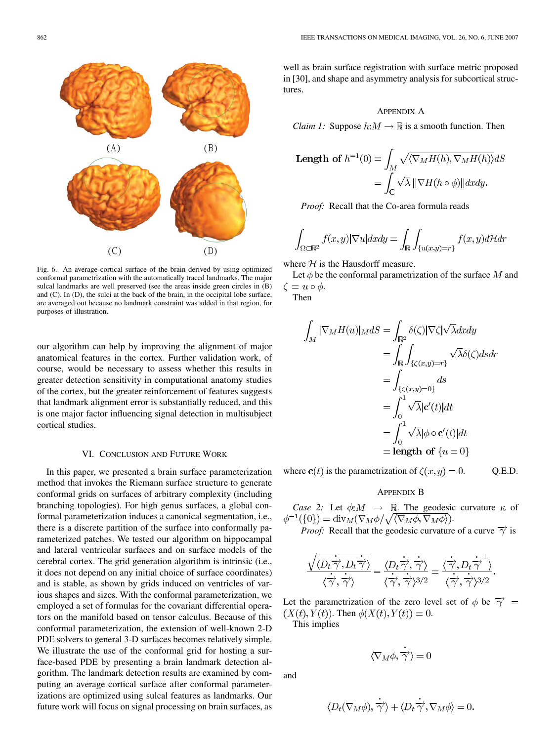(A) (B)

(C) (D)

Fig. 6. An average cortical surface of the brain derived by using optimized conformal parametrization with the automatically traced landmarks. The major sulcal landmarks are well preserved (see the areas inside green circles in (B) and (C). In (D), the sulci at the back of the brain, in the occipital lobe surface, are averaged out because no landmark constraint was added in that region, for purposes of illustration.

our algorithm can help by improving the alignment of major anatomical features in the cortex. Further validation work, of course, would be necessary to assess whether this results in greater detection sensitivity in computational anatomy studies of the cortex, but the greater reinforcement of features suggests that landmark alignment error is substantially reduced, and this is one major factor influencing signal detection in multisubject cortical studies.

## VI. Conclusion and Future Work

In this paper, we presented a brain surface parameterization method that invokes the Riemann surface structure to generate conformal grids on surfaces of arbitrary complexity (including branching topologies). For high genus surfaces, a global conformal parameterization induces a canonical segmentation, i.e., there is a discrete partition of the surface into conformally parameterized patches. We tested our algorithm on hippocampal and lateral ventricular surfaces and on surface models of the cerebral cortex. The grid generation algorithm is intrinsic (i.e., it does not depend on any initial choice of surface coordinates) and is stable, as shown by grids induced on ventricles of various shapes and sizes. With the conformal parameterization, we employed a set of formulas for the covariant differential operators on the manifold based on tensor calculus. Because of this conformal parameterization, the extension of well-known 2-D PDE solvers to general 3-D surfaces becomes relatively simple. We illustrate the use of the conformal grid for hosting a surface-based PDE by presenting a brain landmark detection algorithm. The landmark detection results are examined by computing an average cortical surface after conformal parameterizations are optimized using sulcal features as landmarks. Our future work will focus on signal processing on brain surfaces, as well as brain surface registration with surface metric proposed in [30], and shape and asymmetry analysis for subcortical structures.

## Appendix A

*Claim 1:* Suppose $h: M \to \mathbb{R}$ is a smooth function. Then

$$\begin{aligned}\textbf{Length of } h^{-1}(0) &= \int_M \sqrt{\langle \nabla_M H(h), \nabla_M H(h)\rangle} dS \\ &= \int_{\mathbb{C}} \sqrt{\lambda}\, ||\nabla H(h \circ \phi)|| dx dy.\end{aligned}$$

*Proof:* Recall that the Co-area formula reads

$$\int_{\Omega \subset \mathbb{R}^2} f(x,y)|\nabla u| dx dy = \int_{\mathbb{R}} \int_{\{u(x,y)=r\}} f(x,y) d\mathcal{H} dr$$

where $\mathcal{H}$ is the Hausdorff measure.

Let $\phi$ be the conformal parametrization of the surface $M$ and $\zeta = u \circ \phi$.

Then

$$\begin{aligned}\int_M |\nabla_M H(u)|_M dS &= \int_{\mathbb{R}^2} \delta(\zeta)|\nabla \zeta| \sqrt{\lambda} dx dy \\ &= \int_{\mathbb{R}} \int_{\{\zeta(x,y)=r\}} \sqrt{\lambda}\delta(\zeta) ds dr \\ &= \int_{\{\zeta(x,y)=0\}} ds \\ &= \int_0^1 \sqrt{\lambda} |\mathbf{c}'(t)| dt \\ &= \int_0^1 \sqrt{\lambda} |\phi \circ \mathbf{c}'(t)| dt \\ &= \textbf{length of } \{u=0\}\end{aligned}$$

where $\mathbf{c}(t)$ is the parametrization of $\zeta(x,y)=0$. Q.E.D.

## Appendix B

*Case 2:* Let $\phi: M \to \mathbb{R}$. The geodesic curvature $\kappa$ of $\phi^{-1}(\{0\}) = \text{div}_M(\nabla_M \phi / \sqrt{\langle \nabla_M \phi, \nabla_M \phi\rangle})$.

*Proof:* Recall that the geodesic curvature of a curve $\vec{\gamma}$ is

$$\frac{\sqrt{\langle D_t \dot{\vec{\gamma}}, D_t \dot{\vec{\gamma}}\rangle}}{\langle \dot{\vec{\gamma}}, \dot{\vec{\gamma}}\rangle} - \frac{\langle D_t \dot{\vec{\gamma}}, \dot{\vec{\gamma}}\rangle}{\langle \dot{\vec{\gamma}}, \dot{\vec{\gamma}}\rangle^{3/2}} = \frac{\langle \dot{\vec{\gamma}}, D_t \dot{\vec{\gamma}}^{\perp}\rangle}{\langle \dot{\vec{\gamma}}, \dot{\vec{\gamma}}\rangle^{3/2}}.$$

Let the parametrization of the zero level set of $\phi$ be $\vec{\gamma} = (X(t), Y(t))$. Then $\phi(X(t), Y(t)) = 0$.

This implies

$$\langle \nabla_M \phi, \dot{\vec{\gamma}}\rangle = 0$$

and

$$\langle D_t(\nabla_M \phi), \dot{\vec{\gamma}}\rangle + \langle D_t \dot{\vec{\gamma}}, \nabla_M \phi\rangle = 0.$$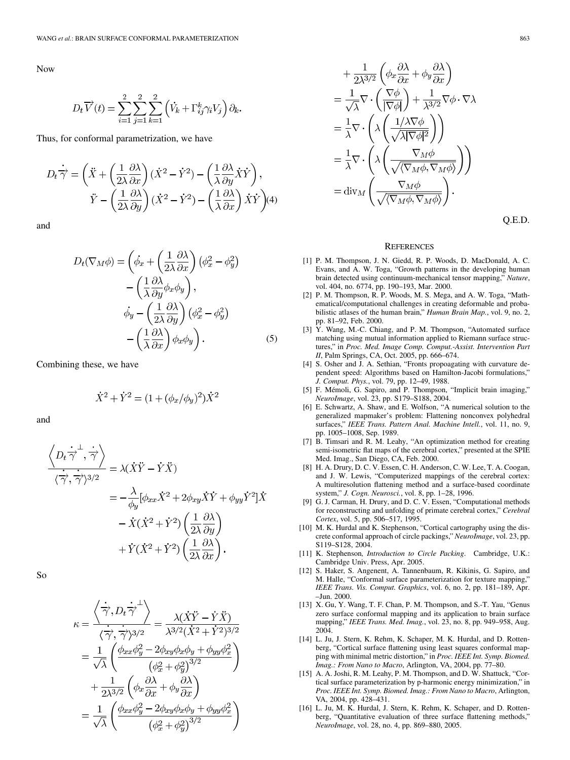Now

$$D_t \overrightarrow{V}(t) = \sum_{i=1}^{2}\sum_{j=1}^{2}\sum_{k=1}^{2}\left(\dot{V}_k + \Gamma_{ij}^k \gamma_i V_j\right)\partial_k.$$

Thus, for conformal parametrization, we have

$$D_t \dot{\overrightarrow{\gamma}} = \left(\ddot{X} + \left(\frac{1}{2\lambda}\frac{\partial \lambda}{\partial x}\right)(\dot{X}^2 - \dot{Y}^2) - \left(\frac{1}{\lambda}\frac{\partial \lambda}{\partial y}\dot{X}\dot{Y}\right),\right.$$
$$\left.\ddot{Y} - \left(\frac{1}{2\lambda}\frac{\partial \lambda}{\partial y}\right)(\dot{X}^2 - \dot{Y}^2) - \left(\frac{1}{\lambda}\frac{\partial \lambda}{\partial x}\right)\dot{X}\dot{Y}\right) \quad (4)$$

and

$$D_t(\nabla_M \phi) = \left(\dot{\phi}_x + \left(\frac{1}{2\lambda}\frac{\partial \lambda}{\partial x}\right)(\phi_x^2 - \phi_y^2) - \left(\frac{1}{\lambda}\frac{\partial \lambda}{\partial y}\phi_x\phi_y\right),\right.$$
$$\left.\dot{\phi}_y - \left(\frac{1}{2\lambda}\frac{\partial \lambda}{\partial y}\right)(\phi_x^2 - \phi_y^2) - \left(\frac{1}{\lambda}\frac{\partial \lambda}{\partial x}\right)\phi_x\phi_y\right). \quad (5)$$

Combining these, we have

$$\dot{X}^2 + \dot{Y}^2 = (1 + (\phi_x/\phi_y)^2)\dot{X}^2$$

and

$$\begin{aligned}
\frac{\left\langle D_t \dot{\overrightarrow{\gamma}}^{\perp}, \dot{\overrightarrow{\gamma}}\right\rangle}{\langle \dot{\overrightarrow{\gamma}}, \dot{\overrightarrow{\gamma}}\rangle^{3/2}} &= \lambda(\dot{X}\ddot{Y} - \dot{Y}\ddot{X}) \\
&= -\frac{\lambda}{\phi_y}[\phi_{xx}\dot{X}^2 + 2\phi_{xy}\dot{X}\dot{Y} + \phi_{yy}\dot{Y}^2]\dot{X} \\
&\quad - \dot{X}(\dot{X}^2 + \dot{Y}^2)\left(\frac{1}{2\lambda}\frac{\partial \lambda}{\partial y}\right) \\
&\quad + \dot{Y}(\dot{X}^2 + \dot{Y}^2)\left(\frac{1}{2\lambda}\frac{\partial \lambda}{\partial x}\right).
\end{aligned}$$

So

$$\begin{aligned}
\kappa = \frac{\left\langle \dot{\overrightarrow{\gamma}}, D_t \dot{\overrightarrow{\gamma}}^{\perp}\right\rangle}{\langle \dot{\overrightarrow{\gamma}}, \dot{\overrightarrow{\gamma}}\rangle^{3/2}} &= \frac{\lambda(\dot{X}\ddot{Y} - \dot{Y}\ddot{X})}{\lambda^{3/2}(\dot{X}^2 + \dot{Y}^2)^{3/2}} \\
&= \frac{1}{\sqrt{\lambda}}\left(\frac{\phi_{xx}\phi_y^2 - 2\phi_{xy}\phi_x\phi_y + \phi_{yy}\phi_x^2}{\left(\phi_x^2 + \phi_y^2\right)^{3/2}}\right) \\
&\quad + \frac{1}{2\lambda^{3/2}}\left(\phi_x\frac{\partial \lambda}{\partial x} + \phi_y\frac{\partial \lambda}{\partial x}\right) \\
&= \frac{1}{\sqrt{\lambda}}\left(\frac{\phi_{xx}\phi_y^2 - 2\phi_{xy}\phi_x\phi_y + \phi_{yy}\phi_x^2}{\left(\phi_x^2 + \phi_y^2\right)^{3/2}}\right) \\
&\quad + \frac{1}{2\lambda^{3/2}}\left(\phi_x\frac{\partial \lambda}{\partial x} + \phi_y\frac{\partial \lambda}{\partial x}\right) \\
&= \frac{1}{\sqrt{\lambda}}\nabla\cdot\left(\frac{\nabla\phi}{|\nabla\phi|}\right) + \frac{1}{\lambda^{3/2}}\nabla\phi\cdot\nabla\lambda \\
&= \frac{1}{\lambda}\nabla\cdot\left(\lambda\left(\frac{1/\lambda\nabla\phi}{\sqrt{\lambda|\nabla\phi|^2}}\right)\right) \\
&= \frac{1}{\lambda}\nabla\cdot\left(\lambda\left(\frac{\nabla_M\phi}{\sqrt{\langle\nabla_M\phi, \nabla_M\phi\rangle}}\right)\right) \\
&= \mathrm{div}_M\left(\frac{\nabla_M\phi}{\sqrt{\langle\nabla_M\phi, \nabla_M\phi\rangle}}\right).
\end{aligned}$$

Q.E.D.

## References

[1] P. M. Thompson, J. N. Giedd, R. P. Woods, D. MacDonald, A. C. Evans, and A. W. Toga, "Growth patterns in the developing human brain detected using continuum-mechanical tensor mapping," *Nature*, vol. 404, no. 6774, pp. 190–193, Mar. 2000.

[2] P. M. Thompson, R. P. Woods, M. S. Mega, and A. W. Toga, "Mathematical/computational challenges in creating deformable and probabilistic atlases of the human brain," *Human Brain Map.*, vol. 9, no. 2, pp. 81–92, Feb. 2000.

[3] Y. Wang, M.-C. Chiang, and P. M. Thompson, "Automated surface matching using mutual information applied to Riemann surface structures," in *Proc. Med. Image Comp. Comput.-Assist. Intervention Part II*, Palm Springs, CA, Oct. 2005, pp. 666–674.

[4] S. Osher and J. A. Sethian, "Fronts propoagating with curvature dependent speed: Algorithms based on Hamilton-Jacobi formulations," *J. Comput. Phys.*, vol. 79, pp. 12–49, 1988.

[5] F. Mémoli, G. Sapiro, and P. Thompson, "Implicit brain imaging," *NeuroImage*, vol. 23, pp. S179–S188, 2004.

[6] E. Schwartz, A. Shaw, and E. Wolfson, "A numerical solution to the generalized mapmaker's problem: Flattening nonconvex polyhedral surfaces," *IEEE Trans. Pattern Anal. Machine Intell.*, vol. 11, no. 9, pp. 1005–1008, Sep. 1989.

[7] B. Timsari and R. M. Leahy, "An optimization method for creating semi-isometric flat maps of the cerebral cortex," presented at the SPIE Med. Imag., San Diego, CA, Feb. 2000.

[8] H. A. Drury, D. C. V. Essen, C. H. Anderson, C. W. Lee, T. A. Coogan, and J. W. Lewis, "Computerized mappings of the cerebral cortex: A multiresolution flattening method and a surface-based coordinate system," *J. Cogn. Neurosci.*, vol. 8, pp. 1–28, 1996.

[9] G. J. Carman, H. Drury, and D. C. V. Essen, "Computational methods for reconstructing and unfolding of primate cerebral cortex," *Cerebral Cortex*, vol. 5, pp. 506–517, 1995.

[10] M. K. Hurdal and K. Stephenson, "Cortical cartography using the discrete conformal approach of circle packings," *NeuroImage*, vol. 23, pp. S119–S128, 2004.

[11] K. Stephenson, *Introduction to Circle Packing*. Cambridge, U.K.: Cambridge Univ. Press, Apr. 2005.

[12] S. Haker, S. Angenent, A. Tannenbaum, R. Kikinis, G. Sapiro, and M. Halle, "Conformal surface parameterization for texture mapping," *IEEE Trans. Vis. Comput. Graphics*, vol. 6, no. 2, pp. 181–189, Apr. –Jun. 2000.

[13] X. Gu, Y. Wang, T. F. Chan, P. M. Thompson, and S.-T. Yau, "Genus zero surface conformal mapping and its application to brain surface mapping," *IEEE Trans. Med. Imag.*, vol. 23, no. 8, pp. 949–958, Aug. 2004.

[14] L. Ju, J. Stern, K. Rehm, K. Schaper, M. K. Hurdal, and D. Rottenberg, "Cortical surface flattening using least squares conformal mapping with minimal metric distortion," in *Proc. IEEE Int. Symp. Biomed. Imag.: From Nano to Macro*, Arlington, VA, 2004, pp. 77–80.

[15] A. A. Joshi, R. M. Leahy, P. M. Thompson, and D. W. Shattuck, "Cortical surface parameterization by p-harmonic energy minimization," in *Proc. IEEE Int. Symp. Biomed. Imag.: From Nano to Macro*, Arlington, VA, 2004, pp. 428–431.

[16] L. Ju, M. K. Hurdal, J. Stern, K. Rehm, K. Schaper, and D. Rottenberg, "Quantitative evaluation of three surface flattening methods," *NeuroImage*, vol. 28, no. 4, pp. 869–880, 2005.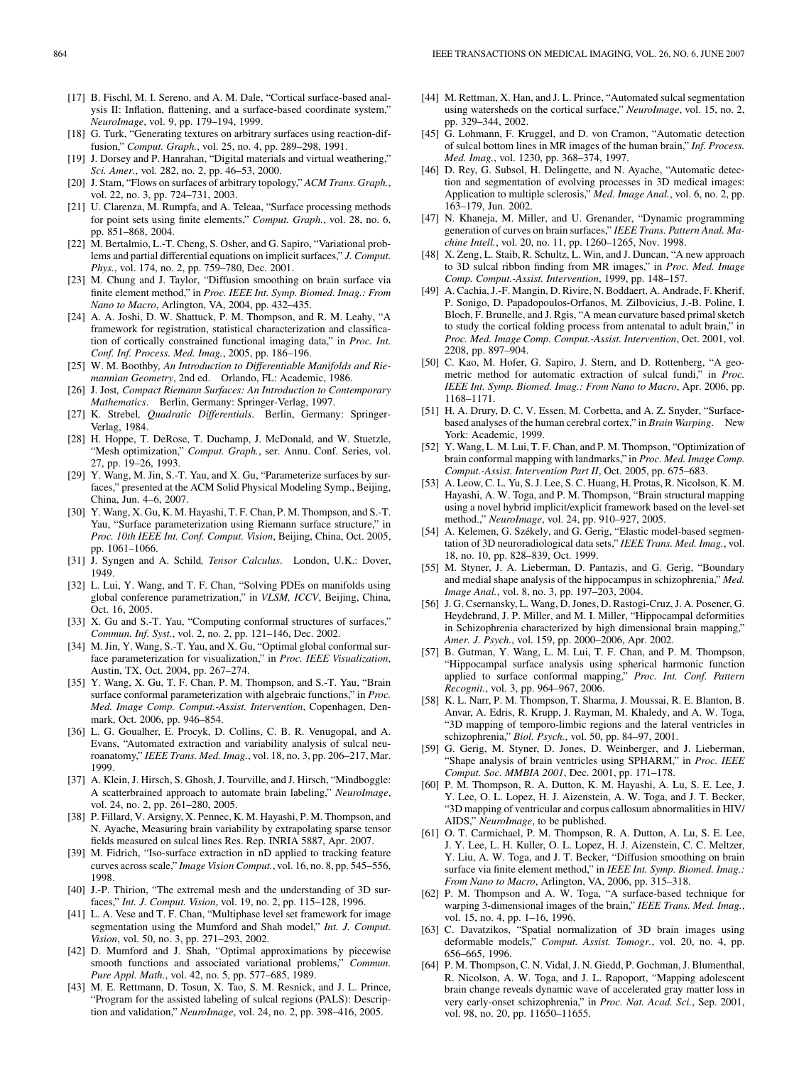[17] B. Fischl, M. I. Sereno, and A. M. Dale, "Cortical surface-based analysis II: Inflation, flattening, and a surface-based coordinate system," *NeuroImage*, vol. 9, pp. 179–194, 1999.

[18] G. Turk, "Generating textures on arbitrary surfaces using reaction-diffusion," *Comput. Graph.*, vol. 25, no. 4, pp. 289–298, 1991.

[19] J. Dorsey and P. Hanrahan, "Digital materials and virtual weathering," *Sci. Amer.*, vol. 282, no. 2, pp. 46–53, 2000.

[20] J. Stam, "Flows on surfaces of arbitrary topology," *ACM Trans. Graph.*, vol. 22, no. 3, pp. 724–731, 2003.

[21] U. Clarenza, M. Rumpfa, and A. Teleaa, "Surface processing methods for point sets using finite elements," *Comput. Graph.*, vol. 28, no. 6, pp. 851–868, 2004.

[22] M. Bertalmio, L.-T. Cheng, S. Osher, and G. Sapiro, "Variational problems and partial differential equations on implicit surfaces," *J. Comput. Phys.*, vol. 174, no. 2, pp. 759–780, Dec. 2001.

[23] M. Chung and J. Taylor, "Diffusion smoothing on brain surface via finite element method," in *Proc. IEEE Int. Symp. Biomed. Imag.: From Nano to Macro*, Arlington, VA, 2004, pp. 432–435.

[24] A. A. Joshi, D. W. Shattuck, P. M. Thompson, and R. M. Leahy, "A framework for registration, statistical characterization and classification of cortically constrained functional imaging data," in *Proc. Int. Conf. Inf. Process. Med. Imag.*, 2005, pp. 186–196.

[25] W. M. Boothby, *An Introduction to Differentiable Manifolds and Riemannian Geometry*, 2nd ed. Orlando, FL: Academic, 1986.

[26] J. Jost, *Compact Riemann Surfaces: An Introduction to Contemporary Mathematics*. Berlin, Germany: Springer-Verlag, 1997.

[27] K. Strebel, *Quadratic Differentials*. Berlin, Germany: Springer-Verlag, 1984.

[28] H. Hoppe, T. DeRose, T. Duchamp, J. McDonald, and W. Stuetzle, "Mesh optimization," *Comput. Graph.*, ser. Annu. Conf. Series, vol. 27, pp. 19–26, 1993.

[29] Y. Wang, M. Jin, S.-T. Yau, and X. Gu, "Parameterize surfaces by surfaces," presented at the ACM Solid Physical Modeling Symp., Beijing, China, Jun. 4–6, 2007.

[30] Y. Wang, X. Gu, K. M. Hayashi, T. F. Chan, P. M. Thompson, and S.-T. Yau, "Surface parameterization using Riemann surface structure," in *Proc. 10th IEEE Int. Conf. Comput. Vision*, Beijing, China, Oct. 2005, pp. 1061–1066.

[31] J. Syngen and A. Schild, *Tensor Calculus*. London, U.K.: Dover, 1949.

[32] L. Lui, Y. Wang, and T. F. Chan, "Solving PDEs on manifolds using global conference parametrization," in *VLSM, ICCV*, Beijing, China, Oct. 16, 2005.

[33] X. Gu and S.-T. Yau, "Computing conformal structures of surfaces," *Commun. Inf. Syst.*, vol. 2, no. 2, pp. 121–146, Dec. 2002.

[34] M. Jin, Y. Wang, S.-T. Yau, and X. Gu, "Optimal global conformal surface parameterization for visualization," in *Proc. IEEE Visualization*, Austin, TX, Oct. 2004, pp. 267–274.

[35] Y. Wang, X. Gu, T. F. Chan, P. M. Thompson, and S.-T. Yau, "Brain surface conformal parameterization with algebraic functions," in *Proc. Med. Image Comp. Comput.-Assist. Intervention*, Copenhagen, Denmark, Oct. 2006, pp. 946–854.

[36] L. G. Goualher, E. Procyk, D. Collins, C. B. R. Venugopal, and A. Evans, "Automated extraction and variability analysis of sulcal neuroanatomy," *IEEE Trans. Med. Imag.*, vol. 18, no. 3, pp. 206–217, Mar. 1999.

[37] A. Klein, J. Hirsch, S. Ghosh, J. Tourville, and J. Hirsch, "Mindboggle: A scatterbrained approach to automate brain labeling," *NeuroImage*, vol. 24, no. 2, pp. 261–280, 2005.

[38] P. Fillard, V. Arsigny, X. Pennec, K. M. Hayashi, P. M. Thompson, and N. Ayache, Measuring brain variability by extrapolating sparse tensor fields measured on sulcal lines Res. Rep. INRIA 5887, Apr. 2007.

[39] M. Fidrich, "Iso-surface extraction in nD applied to tracking feature curves across scale," *Image Vision Comput.*, vol. 16, no. 8, pp. 545–556, 1998.

[40] J.-P. Thirion, "The extremal mesh and the understanding of 3D surfaces," *Int. J. Comput. Vision*, vol. 19, no. 2, pp. 115–128, 1996.

[41] L. A. Vese and T. F. Chan, "Multiphase level set framework for image segmentation using the Mumford and Shah model," *Int. J. Comput. Vision*, vol. 50, no. 3, pp. 271–293, 2002.

[42] D. Mumford and J. Shah, "Optimal approximations by piecewise smooth functions and associated variational problems," *Commun. Pure Appl. Math.*, vol. 42, no. 5, pp. 577–685, 1989.

[43] M. E. Rettmann, D. Tosun, X. Tao, S. M. Resnick, and J. L. Prince, "Program for the assisted labeling of sulcal regions (PALS): Description and validation," *NeuroImage*, vol. 24, no. 2, pp. 398–416, 2005.

[44] M. Rettman, X. Han, and J. L. Prince, "Automated sulcal segmentation using watersheds on the cortical surface," *NeuroImage*, vol. 15, no. 2, pp. 329–344, 2002.

[45] G. Lohmann, F. Kruggel, and D. von Cramon, "Automatic detection of sulcal bottom lines in MR images of the human brain," *Inf. Process. Med. Imag.*, vol. 1230, pp. 368–374, 1997.

[46] D. Rey, G. Subsol, H. Delingette, and N. Ayache, "Automatic detection and segmentation of evolving processes in 3D medical images: Application to multiple sclerosis," *Med. Image Anal.*, vol. 6, no. 2, pp. 163–179, Jun. 2002.

[47] N. Khaneja, M. Miller, and U. Grenander, "Dynamic programming generation of curves on brain surfaces," *IEEE Trans. Pattern Anal. Machine Intell.*, vol. 20, no. 11, pp. 1260–1265, Nov. 1998.

[48] X. Zeng, L. Staib, R. Schultz, L. Win, and J. Duncan, "A new approach to 3D sulcal ribbon finding from MR images," in *Proc. Med. Image Comp. Comput.-Assist. Intervention*, 1999, pp. 148–157.

[49] A. Cachia, J.-F. Mangin, D. Rivire, N. Boddaert, A. Andrade, F. Kherif, P. Sonigo, D. Papadopoulos-Orfanos, M. Zilbovicius, J.-B. Poline, I. Bloch, F. Brunelle, and J. Rgis, "A mean curvature based primal sketch to study the cortical folding process from antenatal to adult brain," in *Proc. Med. Image Comp. Comput.-Assist. Intervention*, Oct. 2001, vol. 2208, pp. 897–904.

[50] C. Kao, M. Hofer, G. Sapiro, J. Stern, and D. Rottenberg, "A geometric method for automatic extraction of sulcal fundi," in *Proc. IEEE Int. Symp. Biomed. Imag.: From Nano to Macro*, Apr. 2006, pp. 1168–1171.

[51] H. A. Drury, D. C. V. Essen, M. Corbetta, and A. Z. Snyder, "Surface-based analyses of the human cerebral cortex," in *Brain Warping*. New York: Academic, 1999.

[52] Y. Wang, L. M. Lui, T. F. Chan, and P. M. Thompson, "Optimization of brain conformal mapping with landmarks," in *Proc. Med. Image Comp. Comput.-Assist. Intervention Part II*, Oct. 2005, pp. 675–683.

[53] A. Leow, C. L. Yu, S. J. Lee, S. C. Huang, H. Protas, R. Nicolson, K. M. Hayashi, A. W. Toga, and P. M. Thompson, "Brain structural mapping using a novel hybrid implicit/explicit framework based on the level-set method.," *NeuroImage*, vol. 24, pp. 910–927, 2005.

[54] A. Kelemen, G. Székely, and G. Gerig, "Elastic model-based segmentation of 3D neuroradiological data sets," *IEEE Trans. Med. Imag.*, vol. 18, no. 10, pp. 828–839, Oct. 1999.

[55] M. Styner, J. A. Lieberman, D. Pantazis, and G. Gerig, "Boundary and medial shape analysis of the hippocampus in schizophrenia," *Med. Image Anal.*, vol. 8, no. 3, pp. 197–203, 2004.

[56] J. G. Csernansky, L. Wang, D. Jones, D. Rastogi-Cruz, J. A. Posener, G. Heydebrand, J. P. Miller, and M. I. Miller, "Hippocampal deformities in Schizophrenia characterized by high dimensional brain mapping," *Amer. J. Psych.*, vol. 159, pp. 2000–2006, Apr. 2002.

[57] B. Gutman, Y. Wang, L. M. Lui, T. F. Chan, and P. M. Thompson, "Hippocampal surface analysis using spherical harmonic function applied to surface conformal mapping," *Proc. Int. Conf. Pattern Recognit.*, vol. 3, pp. 964–967, 2006.

[58] K. L. Narr, P. M. Thompson, T. Sharma, J. Moussai, R. E. Blanton, B. Anvar, A. Edris, R. Krupp, J. Rayman, M. Khaledy, and A. W. Toga, "3D mapping of temporo-limbic regions and the lateral ventricles in schizophrenia," *Biol. Psych.*, vol. 50, pp. 84–97, 2001.

[59] G. Gerig, M. Styner, D. Jones, D. Weinberger, and J. Lieberman, "Shape analysis of brain ventricles using SPHARM," in *Proc. IEEE Comput. Soc. MMBIA 2001*, Dec. 2001, pp. 171–178.

[60] P. M. Thompson, R. A. Dutton, K. M. Hayashi, A. Lu, S. E. Lee, J. Y. Lee, O. L. Lopez, H. J. Aizenstein, A. W. Toga, and J. T. Becker, "3D mapping of ventricular and corpus callosum abnormalities in HIV/AIDS," *NeuroImage*, to be published.

[61] O. T. Carmichael, P. M. Thompson, R. A. Dutton, A. Lu, S. E. Lee, J. Y. Lee, L. H. Kuller, O. L. Lopez, H. J. Aizenstein, C. C. Meltzer, Y. Liu, A. W. Toga, and J. T. Becker, "Diffusion smoothing on brain surface via finite element method," in *IEEE Int. Symp. Biomed. Imag.: From Nano to Macro*, Arlington, VA, 2006, pp. 315–318.

[62] P. M. Thompson and A. W. Toga, "A surface-based technique for warping 3-dimensional images of the brain," *IEEE Trans. Med. Imag.*, vol. 15, no. 4, pp. 1–16, 1996.

[63] C. Davatzikos, "Spatial normalization of 3D brain images using deformable models," *Comput. Assist. Tomogr.*, vol. 20, no. 4, pp. 656–665, 1996.

[64] P. M. Thompson, C. N. Vidal, J. N. Giedd, P. Gochman, J. Blumenthal, R. Nicolson, A. W. Toga, and J. L. Rapoport, "Mapping adolescent brain change reveals dynamic wave of accelerated gray matter loss in very early-onset schizophrenia," in *Proc. Nat. Acad. Sci.*, Sep. 2001, vol. 98, no. 20, pp. 11650–11655.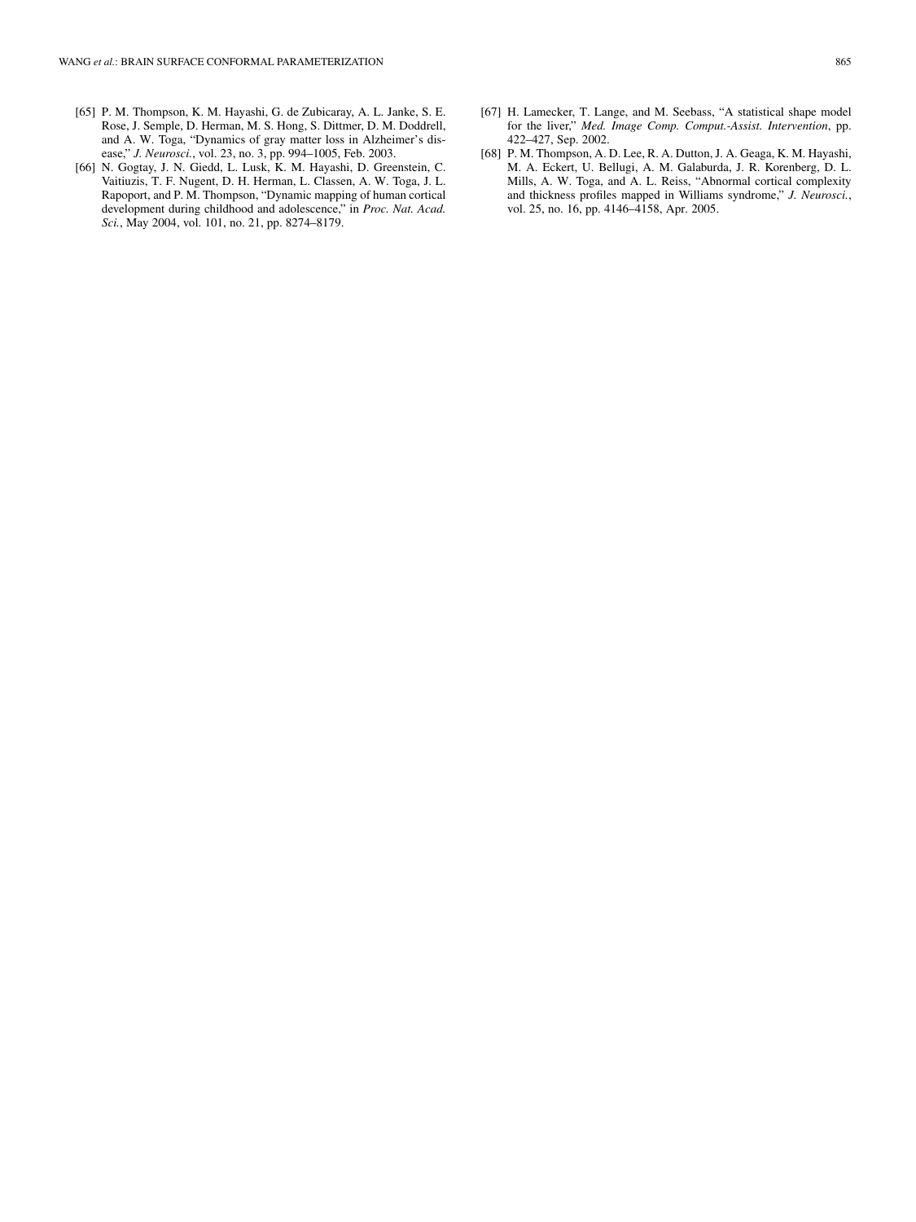[65] P. M. Thompson, K. M. Hayashi, G. de Zubicaray, A. L. Janke, S. E. Rose, J. Semple, D. Herman, M. S. Hong, S. Dittmer, D. M. Doddrell, and A. W. Toga, "Dynamics of gray matter loss in Alzheimer's disease," *J. Neurosci.*, vol. 23, no. 3, pp. 994–1005, Feb. 2003.

[66] N. Gogtay, J. N. Giedd, L. Lusk, K. M. Hayashi, D. Greenstein, C. Vaitiuzis, T. F. Nugent, D. H. Herman, L. Classen, A. W. Toga, J. L. Rapoport, and P. M. Thompson, "Dynamic mapping of human cortical development during childhood and adolescence," in *Proc. Nat. Acad. Sci.*, May 2004, vol. 101, no. 21, pp. 8274–8179.

[67] H. Lamecker, T. Lange, and M. Seebass, "A statistical shape model for the liver," *Med. Image Comp. Comput.-Assist. Intervention*, pp. 422–427, Sep. 2002.

[68] P. M. Thompson, A. D. Lee, R. A. Dutton, J. A. Geaga, K. M. Hayashi, M. A. Eckert, U. Bellugi, A. M. Galaburda, J. R. Korenberg, D. L. Mills, A. W. Toga, and A. L. Reiss, "Abnormal cortical complexity and thickness profiles mapped in Williams syndrome," *J. Neurosci.*, vol. 25, no. 16, pp. 4146–4158, Apr. 2005.